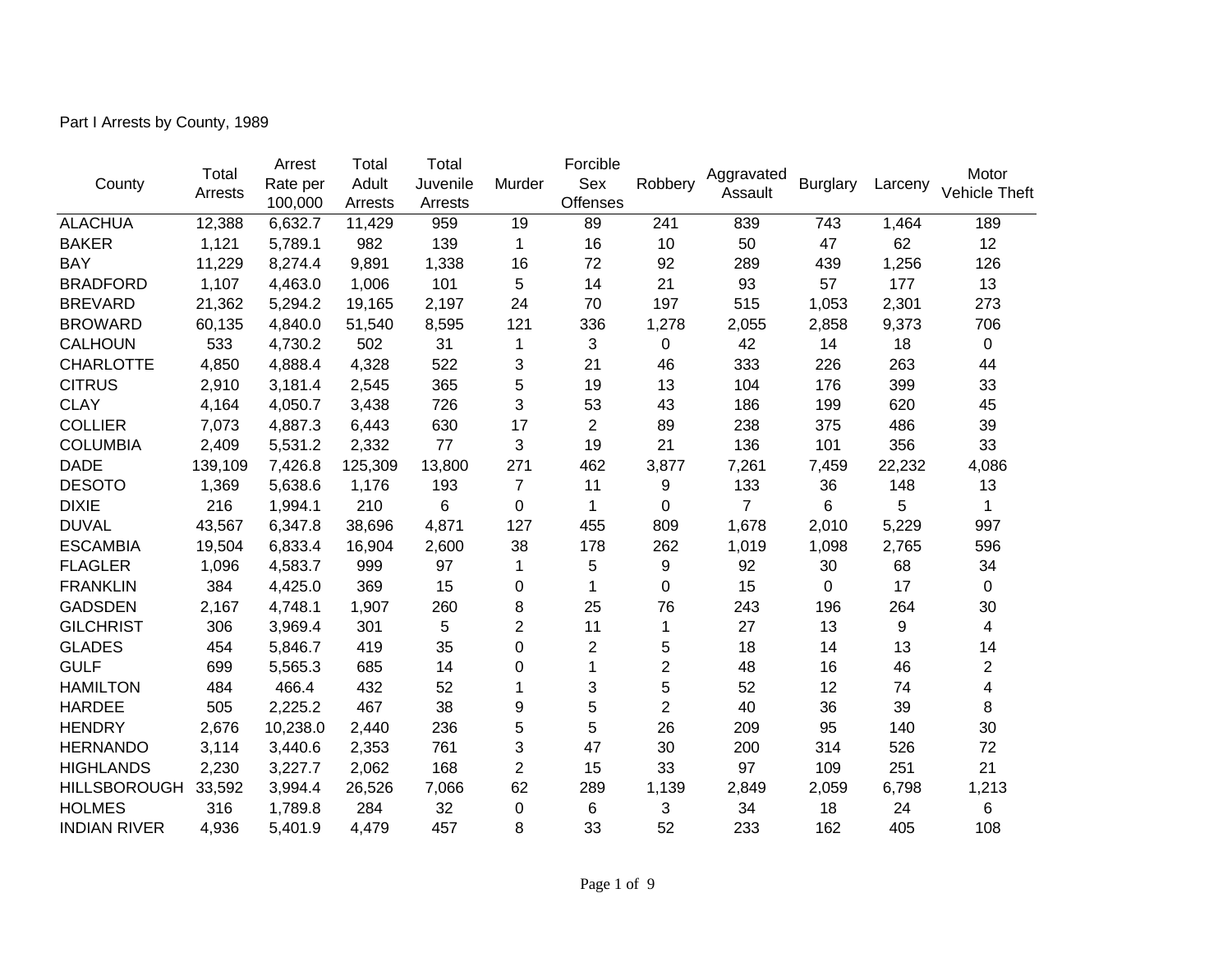Part I Arrests by County, 1989

| County | Total Arrests | Arrest Rate per 100,000 | Total Adult Arrests | Total Juvenile Arrests | Murder | Forcible Sex Offenses | Robbery | Aggravated Assault | Burglary | Larceny | Motor Vehicle Theft |
|---|---|---|---|---|---|---|---|---|---|---|---|
| ALACHUA | 12,388 | 6,632.7 | 11,429 | 959 | 19 | 89 | 241 | 839 | 743 | 1,464 | 189 |
| BAKER | 1,121 | 5,789.1 | 982 | 139 | 1 | 16 | 10 | 50 | 47 | 62 | 12 |
| BAY | 11,229 | 8,274.4 | 9,891 | 1,338 | 16 | 72 | 92 | 289 | 439 | 1,256 | 126 |
| BRADFORD | 1,107 | 4,463.0 | 1,006 | 101 | 5 | 14 | 21 | 93 | 57 | 177 | 13 |
| BREVARD | 21,362 | 5,294.2 | 19,165 | 2,197 | 24 | 70 | 197 | 515 | 1,053 | 2,301 | 273 |
| BROWARD | 60,135 | 4,840.0 | 51,540 | 8,595 | 121 | 336 | 1,278 | 2,055 | 2,858 | 9,373 | 706 |
| CALHOUN | 533 | 4,730.2 | 502 | 31 | 1 | 3 | 0 | 42 | 14 | 18 | 0 |
| CHARLOTTE | 4,850 | 4,888.4 | 4,328 | 522 | 3 | 21 | 46 | 333 | 226 | 263 | 44 |
| CITRUS | 2,910 | 3,181.4 | 2,545 | 365 | 5 | 19 | 13 | 104 | 176 | 399 | 33 |
| CLAY | 4,164 | 4,050.7 | 3,438 | 726 | 3 | 53 | 43 | 186 | 199 | 620 | 45 |
| COLLIER | 7,073 | 4,887.3 | 6,443 | 630 | 17 | 2 | 89 | 238 | 375 | 486 | 39 |
| COLUMBIA | 2,409 | 5,531.2 | 2,332 | 77 | 3 | 19 | 21 | 136 | 101 | 356 | 33 |
| DADE | 139,109 | 7,426.8 | 125,309 | 13,800 | 271 | 462 | 3,877 | 7,261 | 7,459 | 22,232 | 4,086 |
| DESOTO | 1,369 | 5,638.6 | 1,176 | 193 | 7 | 11 | 9 | 133 | 36 | 148 | 13 |
| DIXIE | 216 | 1,994.1 | 210 | 6 | 0 | 1 | 0 | 7 | 6 | 5 | 1 |
| DUVAL | 43,567 | 6,347.8 | 38,696 | 4,871 | 127 | 455 | 809 | 1,678 | 2,010 | 5,229 | 997 |
| ESCAMBIA | 19,504 | 6,833.4 | 16,904 | 2,600 | 38 | 178 | 262 | 1,019 | 1,098 | 2,765 | 596 |
| FLAGLER | 1,096 | 4,583.7 | 999 | 97 | 1 | 5 | 9 | 92 | 30 | 68 | 34 |
| FRANKLIN | 384 | 4,425.0 | 369 | 15 | 0 | 1 | 0 | 15 | 0 | 17 | 0 |
| GADSDEN | 2,167 | 4,748.1 | 1,907 | 260 | 8 | 25 | 76 | 243 | 196 | 264 | 30 |
| GILCHRIST | 306 | 3,969.4 | 301 | 5 | 2 | 11 | 1 | 27 | 13 | 9 | 4 |
| GLADES | 454 | 5,846.7 | 419 | 35 | 0 | 2 | 5 | 18 | 14 | 13 | 14 |
| GULF | 699 | 5,565.3 | 685 | 14 | 0 | 1 | 2 | 48 | 16 | 46 | 2 |
| HAMILTON | 484 | 466.4 | 432 | 52 | 1 | 3 | 5 | 52 | 12 | 74 | 4 |
| HARDEE | 505 | 2,225.2 | 467 | 38 | 9 | 5 | 2 | 40 | 36 | 39 | 8 |
| HENDRY | 2,676 | 10,238.0 | 2,440 | 236 | 5 | 5 | 26 | 209 | 95 | 140 | 30 |
| HERNANDO | 3,114 | 3,440.6 | 2,353 | 761 | 3 | 47 | 30 | 200 | 314 | 526 | 72 |
| HIGHLANDS | 2,230 | 3,227.7 | 2,062 | 168 | 2 | 15 | 33 | 97 | 109 | 251 | 21 |
| HILLSBOROUGH | 33,592 | 3,994.4 | 26,526 | 7,066 | 62 | 289 | 1,139 | 2,849 | 2,059 | 6,798 | 1,213 |
| HOLMES | 316 | 1,789.8 | 284 | 32 | 0 | 6 | 3 | 34 | 18 | 24 | 6 |
| INDIAN RIVER | 4,936 | 5,401.9 | 4,479 | 457 | 8 | 33 | 52 | 233 | 162 | 405 | 108 |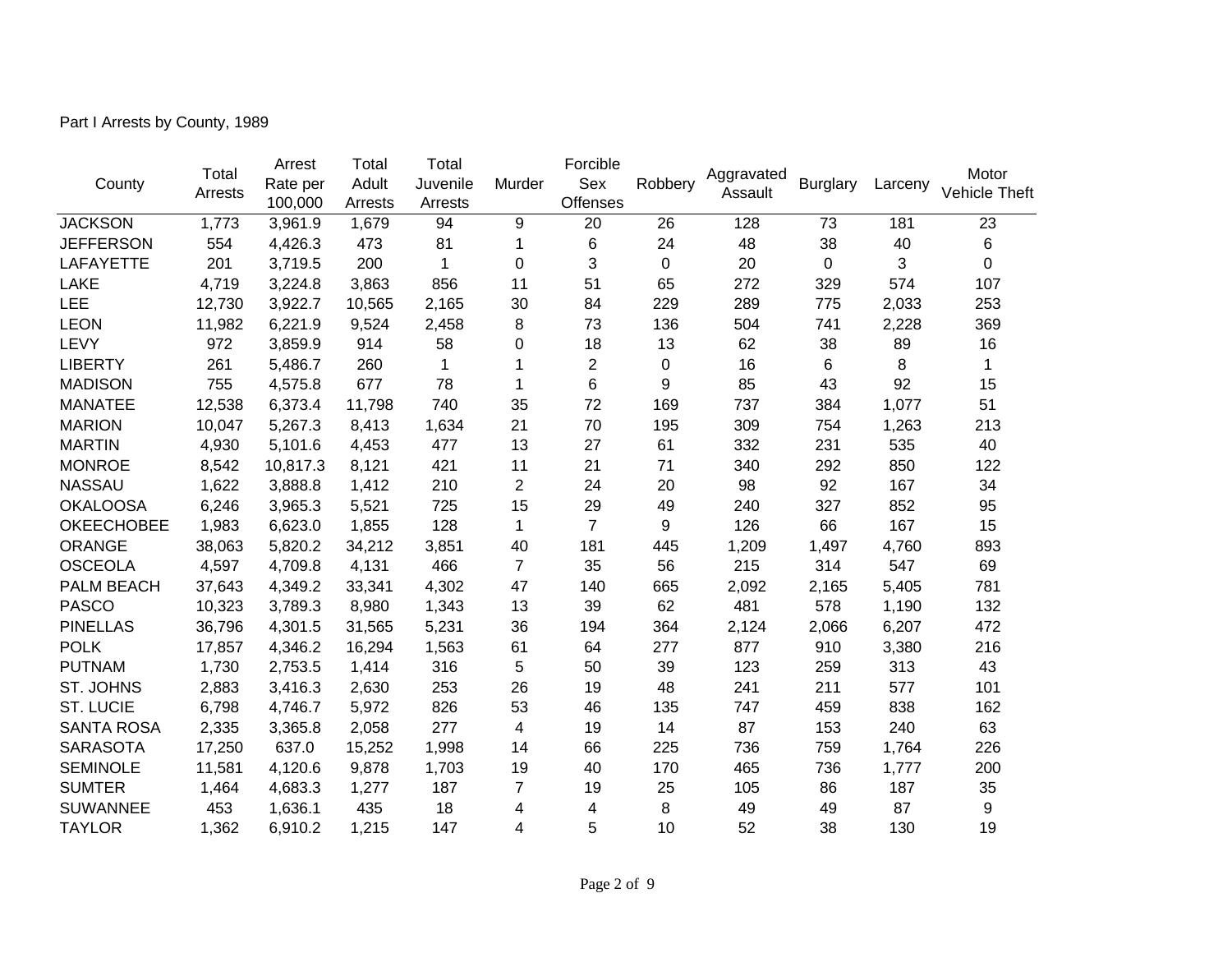Part I Arrests by County, 1989

| County | Total Arrests | Arrest Rate per 100,000 | Total Adult Arrests | Total Juvenile Arrests | Murder | Forcible Sex Offenses | Robbery | Aggravated Assault | Burglary | Larceny | Motor Vehicle Theft |
|---|---|---|---|---|---|---|---|---|---|---|---|
| JACKSON | 1,773 | 3,961.9 | 1,679 | 94 | 9 | 20 | 26 | 128 | 73 | 181 | 23 |
| JEFFERSON | 554 | 4,426.3 | 473 | 81 | 1 | 6 | 24 | 48 | 38 | 40 | 6 |
| LAFAYETTE | 201 | 3,719.5 | 200 | 1 | 0 | 3 | 0 | 20 | 0 | 3 | 0 |
| LAKE | 4,719 | 3,224.8 | 3,863 | 856 | 11 | 51 | 65 | 272 | 329 | 574 | 107 |
| LEE | 12,730 | 3,922.7 | 10,565 | 2,165 | 30 | 84 | 229 | 289 | 775 | 2,033 | 253 |
| LEON | 11,982 | 6,221.9 | 9,524 | 2,458 | 8 | 73 | 136 | 504 | 741 | 2,228 | 369 |
| LEVY | 972 | 3,859.9 | 914 | 58 | 0 | 18 | 13 | 62 | 38 | 89 | 16 |
| LIBERTY | 261 | 5,486.7 | 260 | 1 | 1 | 2 | 0 | 16 | 6 | 8 | 1 |
| MADISON | 755 | 4,575.8 | 677 | 78 | 1 | 6 | 9 | 85 | 43 | 92 | 15 |
| MANATEE | 12,538 | 6,373.4 | 11,798 | 740 | 35 | 72 | 169 | 737 | 384 | 1,077 | 51 |
| MARION | 10,047 | 5,267.3 | 8,413 | 1,634 | 21 | 70 | 195 | 309 | 754 | 1,263 | 213 |
| MARTIN | 4,930 | 5,101.6 | 4,453 | 477 | 13 | 27 | 61 | 332 | 231 | 535 | 40 |
| MONROE | 8,542 | 10,817.3 | 8,121 | 421 | 11 | 21 | 71 | 340 | 292 | 850 | 122 |
| NASSAU | 1,622 | 3,888.8 | 1,412 | 210 | 2 | 24 | 20 | 98 | 92 | 167 | 34 |
| OKALOOSA | 6,246 | 3,965.3 | 5,521 | 725 | 15 | 29 | 49 | 240 | 327 | 852 | 95 |
| OKEECHOBEE | 1,983 | 6,623.0 | 1,855 | 128 | 1 | 7 | 9 | 126 | 66 | 167 | 15 |
| ORANGE | 38,063 | 5,820.2 | 34,212 | 3,851 | 40 | 181 | 445 | 1,209 | 1,497 | 4,760 | 893 |
| OSCEOLA | 4,597 | 4,709.8 | 4,131 | 466 | 7 | 35 | 56 | 215 | 314 | 547 | 69 |
| PALM BEACH | 37,643 | 4,349.2 | 33,341 | 4,302 | 47 | 140 | 665 | 2,092 | 2,165 | 5,405 | 781 |
| PASCO | 10,323 | 3,789.3 | 8,980 | 1,343 | 13 | 39 | 62 | 481 | 578 | 1,190 | 132 |
| PINELLAS | 36,796 | 4,301.5 | 31,565 | 5,231 | 36 | 194 | 364 | 2,124 | 2,066 | 6,207 | 472 |
| POLK | 17,857 | 4,346.2 | 16,294 | 1,563 | 61 | 64 | 277 | 877 | 910 | 3,380 | 216 |
| PUTNAM | 1,730 | 2,753.5 | 1,414 | 316 | 5 | 50 | 39 | 123 | 259 | 313 | 43 |
| ST. JOHNS | 2,883 | 3,416.3 | 2,630 | 253 | 26 | 19 | 48 | 241 | 211 | 577 | 101 |
| ST. LUCIE | 6,798 | 4,746.7 | 5,972 | 826 | 53 | 46 | 135 | 747 | 459 | 838 | 162 |
| SANTA ROSA | 2,335 | 3,365.8 | 2,058 | 277 | 4 | 19 | 14 | 87 | 153 | 240 | 63 |
| SARASOTA | 17,250 | 637.0 | 15,252 | 1,998 | 14 | 66 | 225 | 736 | 759 | 1,764 | 226 |
| SEMINOLE | 11,581 | 4,120.6 | 9,878 | 1,703 | 19 | 40 | 170 | 465 | 736 | 1,777 | 200 |
| SUMTER | 1,464 | 4,683.3 | 1,277 | 187 | 7 | 19 | 25 | 105 | 86 | 187 | 35 |
| SUWANNEE | 453 | 1,636.1 | 435 | 18 | 4 | 4 | 8 | 49 | 49 | 87 | 9 |
| TAYLOR | 1,362 | 6,910.2 | 1,215 | 147 | 4 | 5 | 10 | 52 | 38 | 130 | 19 |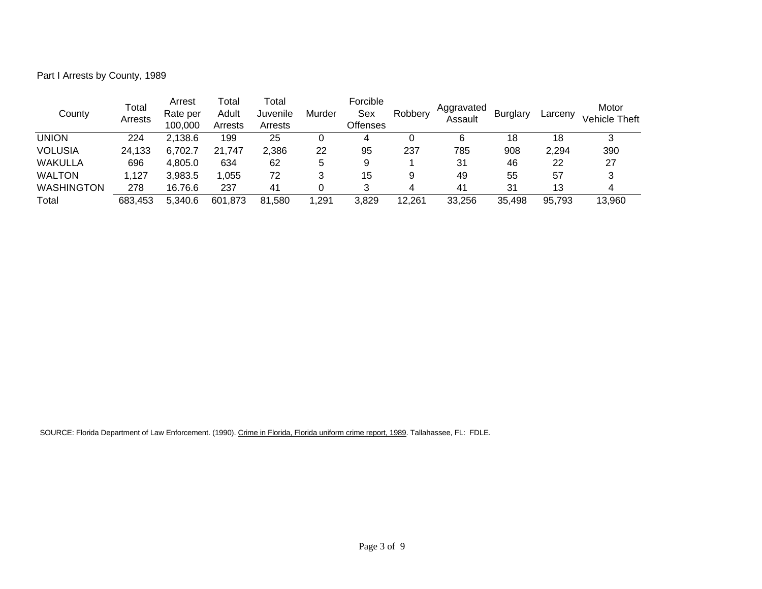Part I Arrests by County, 1989

| County | Total Arrests | Arrest Rate per 100,000 | Total Adult Arrests | Total Juvenile Arrests | Murder | Forcible Sex Offenses | Robbery | Aggravated Assault | Burglary | Larceny | Motor Vehicle Theft |
|---|---|---|---|---|---|---|---|---|---|---|---|
| UNION | 224 | 2,138.6 | 199 | 25 | 0 | 4 | 0 | 6 | 18 | 18 | 3 |
| VOLUSIA | 24,133 | 6,702.7 | 21,747 | 2,386 | 22 | 95 | 237 | 785 | 908 | 2,294 | 390 |
| WAKULLA | 696 | 4,805.0 | 634 | 62 | 5 | 9 | 1 | 31 | 46 | 22 | 27 |
| WALTON | 1,127 | 3,983.5 | 1,055 | 72 | 3 | 15 | 9 | 49 | 55 | 57 | 3 |
| WASHINGTON | 278 | 16.76.6 | 237 | 41 | 0 | 3 | 4 | 41 | 31 | 13 | 4 |
| Total | 683,453 | 5,340.6 | 601,873 | 81,580 | 1,291 | 3,829 | 12,261 | 33,256 | 35,498 | 95,793 | 13,960 |

SOURCE: Florida Department of Law Enforcement. (1990). Crime in Florida, Florida uniform crime report, 1989. Tallahassee, FL: FDLE.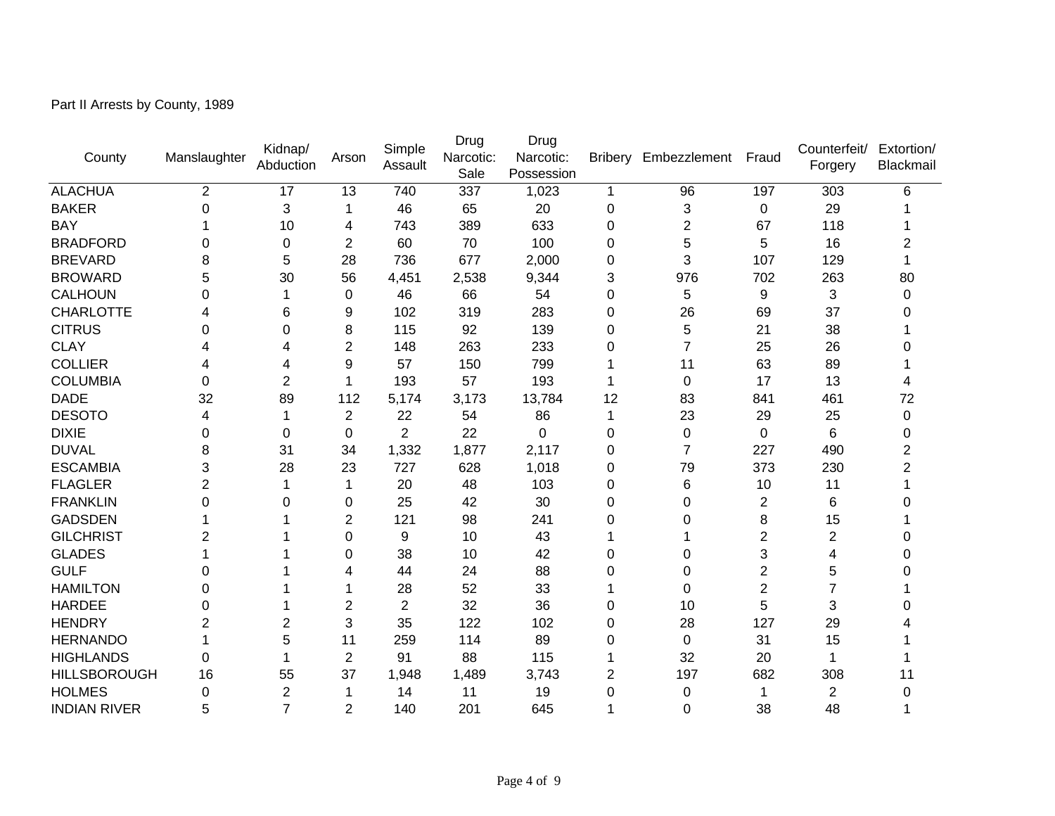Part II Arrests by County, 1989

| County | Manslaughter | Kidnap/ Abduction | Arson | Simple Assault | Drug Narcotic: Sale | Drug Narcotic: Possession | Bribery | Embezzlement | Fraud | Counterfeit/ Forgery | Extortion/ Blackmail |
|---|---|---|---|---|---|---|---|---|---|---|---|
| ALACHUA | 2 | 17 | 13 | 740 | 337 | 1,023 | 1 | 96 | 197 | 303 | 6 |
| BAKER | 0 | 3 | 1 | 46 | 65 | 20 | 0 | 3 | 0 | 29 | 1 |
| BAY | 1 | 10 | 4 | 743 | 389 | 633 | 0 | 2 | 67 | 118 | 1 |
| BRADFORD | 0 | 0 | 2 | 60 | 70 | 100 | 0 | 5 | 5 | 16 | 2 |
| BREVARD | 8 | 5 | 28 | 736 | 677 | 2,000 | 0 | 3 | 107 | 129 | 1 |
| BROWARD | 5 | 30 | 56 | 4,451 | 2,538 | 9,344 | 3 | 976 | 702 | 263 | 80 |
| CALHOUN | 0 | 1 | 0 | 46 | 66 | 54 | 0 | 5 | 9 | 3 | 0 |
| CHARLOTTE | 4 | 6 | 9 | 102 | 319 | 283 | 0 | 26 | 69 | 37 | 0 |
| CITRUS | 0 | 0 | 8 | 115 | 92 | 139 | 0 | 5 | 21 | 38 | 1 |
| CLAY | 4 | 4 | 2 | 148 | 263 | 233 | 0 | 7 | 25 | 26 | 0 |
| COLLIER | 4 | 4 | 9 | 57 | 150 | 799 | 1 | 11 | 63 | 89 | 1 |
| COLUMBIA | 0 | 2 | 1 | 193 | 57 | 193 | 1 | 0 | 17 | 13 | 4 |
| DADE | 32 | 89 | 112 | 5,174 | 3,173 | 13,784 | 12 | 83 | 841 | 461 | 72 |
| DESOTO | 4 | 1 | 2 | 22 | 54 | 86 | 1 | 23 | 29 | 25 | 0 |
| DIXIE | 0 | 0 | 0 | 2 | 22 | 0 | 0 | 0 | 0 | 6 | 0 |
| DUVAL | 8 | 31 | 34 | 1,332 | 1,877 | 2,117 | 0 | 7 | 227 | 490 | 2 |
| ESCAMBIA | 3 | 28 | 23 | 727 | 628 | 1,018 | 0 | 79 | 373 | 230 | 2 |
| FLAGLER | 2 | 1 | 1 | 20 | 48 | 103 | 0 | 6 | 10 | 11 | 1 |
| FRANKLIN | 0 | 0 | 0 | 25 | 42 | 30 | 0 | 0 | 2 | 6 | 0 |
| GADSDEN | 1 | 1 | 2 | 121 | 98 | 241 | 0 | 0 | 8 | 15 | 1 |
| GILCHRIST | 2 | 1 | 0 | 9 | 10 | 43 | 1 | 1 | 2 | 2 | 0 |
| GLADES | 1 | 1 | 0 | 38 | 10 | 42 | 0 | 0 | 3 | 4 | 0 |
| GULF | 0 | 1 | 4 | 44 | 24 | 88 | 0 | 0 | 2 | 5 | 0 |
| HAMILTON | 0 | 1 | 1 | 28 | 52 | 33 | 1 | 0 | 2 | 7 | 1 |
| HARDEE | 0 | 1 | 2 | 2 | 32 | 36 | 0 | 10 | 5 | 3 | 0 |
| HENDRY | 2 | 2 | 3 | 35 | 122 | 102 | 0 | 28 | 127 | 29 | 4 |
| HERNANDO | 1 | 5 | 11 | 259 | 114 | 89 | 0 | 0 | 31 | 15 | 1 |
| HIGHLANDS | 0 | 1 | 2 | 91 | 88 | 115 | 1 | 32 | 20 | 1 | 1 |
| HILLSBOROUGH | 16 | 55 | 37 | 1,948 | 1,489 | 3,743 | 2 | 197 | 682 | 308 | 11 |
| HOLMES | 0 | 2 | 1 | 14 | 11 | 19 | 0 | 0 | 1 | 2 | 0 |
| INDIAN RIVER | 5 | 7 | 2 | 140 | 201 | 645 | 1 | 0 | 38 | 48 | 1 |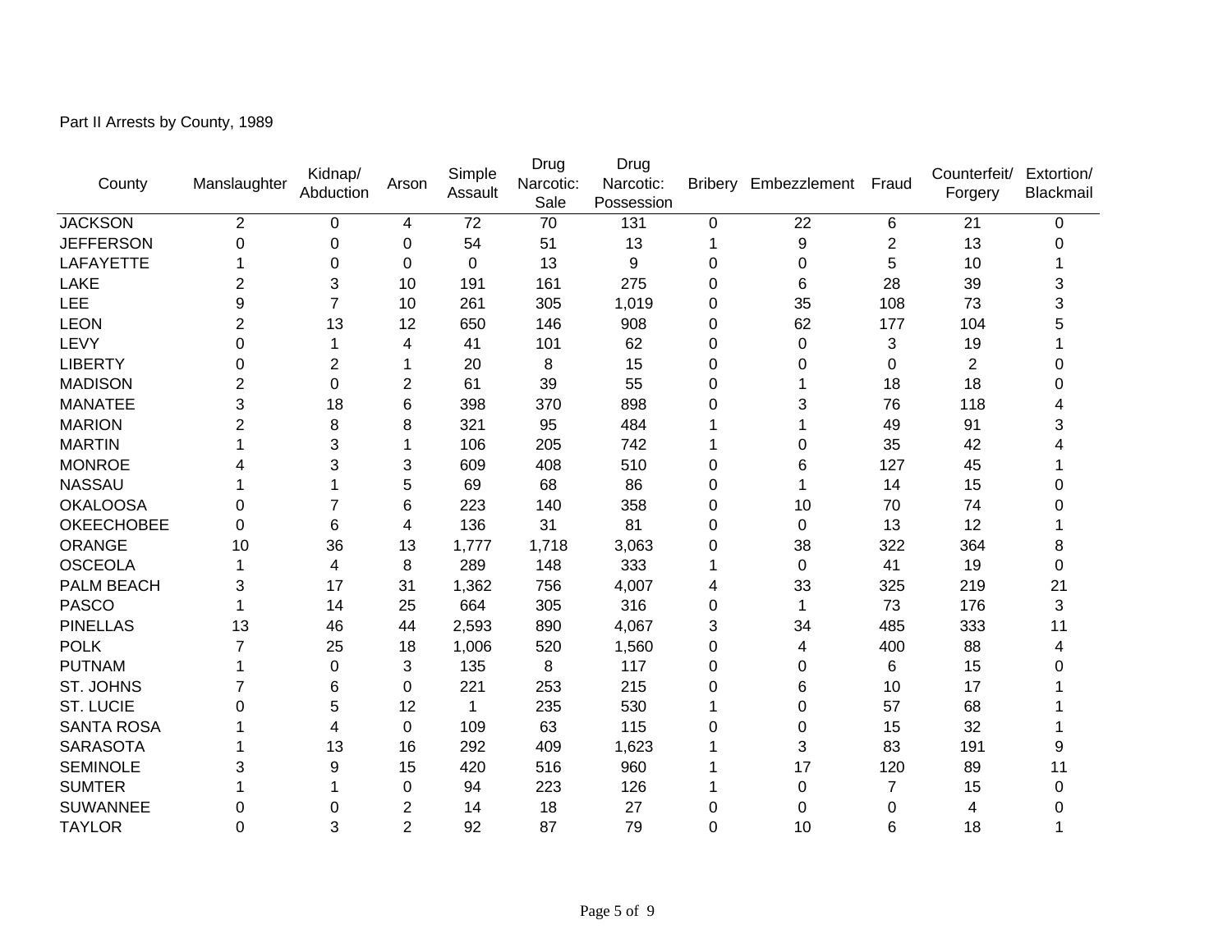Part II Arrests by County, 1989

| County | Manslaughter | Kidnap/ Abduction | Arson | Simple Assault | Drug Narcotic: Sale | Drug Narcotic: Possession | Bribery | Embezzlement | Fraud | Counterfeit/ Forgery | Extortion/ Blackmail |
|---|---|---|---|---|---|---|---|---|---|---|---|
| JACKSON | 2 | 0 | 4 | 72 | 70 | 131 | 0 | 22 | 6 | 21 | 0 |
| JEFFERSON | 0 | 0 | 0 | 54 | 51 | 13 | 1 | 9 | 2 | 13 | 0 |
| LAFAYETTE | 1 | 0 | 0 | 0 | 13 | 9 | 0 | 0 | 5 | 10 | 1 |
| LAKE | 2 | 3 | 10 | 191 | 161 | 275 | 0 | 6 | 28 | 39 | 3 |
| LEE | 9 | 7 | 10 | 261 | 305 | 1,019 | 0 | 35 | 108 | 73 | 3 |
| LEON | 2 | 13 | 12 | 650 | 146 | 908 | 0 | 62 | 177 | 104 | 5 |
| LEVY | 0 | 1 | 4 | 41 | 101 | 62 | 0 | 0 | 3 | 19 | 1 |
| LIBERTY | 0 | 2 | 1 | 20 | 8 | 15 | 0 | 0 | 0 | 2 | 0 |
| MADISON | 2 | 0 | 2 | 61 | 39 | 55 | 0 | 1 | 18 | 18 | 0 |
| MANATEE | 3 | 18 | 6 | 398 | 370 | 898 | 0 | 3 | 76 | 118 | 4 |
| MARION | 2 | 8 | 8 | 321 | 95 | 484 | 1 | 1 | 49 | 91 | 3 |
| MARTIN | 1 | 3 | 1 | 106 | 205 | 742 | 1 | 0 | 35 | 42 | 4 |
| MONROE | 4 | 3 | 3 | 609 | 408 | 510 | 0 | 6 | 127 | 45 | 1 |
| NASSAU | 1 | 1 | 5 | 69 | 68 | 86 | 0 | 1 | 14 | 15 | 0 |
| OKALOOSA | 0 | 7 | 6 | 223 | 140 | 358 | 0 | 10 | 70 | 74 | 0 |
| OKEECHOBEE | 0 | 6 | 4 | 136 | 31 | 81 | 0 | 0 | 13 | 12 | 1 |
| ORANGE | 10 | 36 | 13 | 1,777 | 1,718 | 3,063 | 0 | 38 | 322 | 364 | 8 |
| OSCEOLA | 1 | 4 | 8 | 289 | 148 | 333 | 1 | 0 | 41 | 19 | 0 |
| PALM BEACH | 3 | 17 | 31 | 1,362 | 756 | 4,007 | 4 | 33 | 325 | 219 | 21 |
| PASCO | 1 | 14 | 25 | 664 | 305 | 316 | 0 | 1 | 73 | 176 | 3 |
| PINELLAS | 13 | 46 | 44 | 2,593 | 890 | 4,067 | 3 | 34 | 485 | 333 | 11 |
| POLK | 7 | 25 | 18 | 1,006 | 520 | 1,560 | 0 | 4 | 400 | 88 | 4 |
| PUTNAM | 1 | 0 | 3 | 135 | 8 | 117 | 0 | 0 | 6 | 15 | 0 |
| ST. JOHNS | 7 | 6 | 0 | 221 | 253 | 215 | 0 | 6 | 10 | 17 | 1 |
| ST. LUCIE | 0 | 5 | 12 | 1 | 235 | 530 | 1 | 0 | 57 | 68 | 1 |
| SANTA ROSA | 1 | 4 | 0 | 109 | 63 | 115 | 0 | 0 | 15 | 32 | 1 |
| SARASOTA | 1 | 13 | 16 | 292 | 409 | 1,623 | 1 | 3 | 83 | 191 | 9 |
| SEMINOLE | 3 | 9 | 15 | 420 | 516 | 960 | 1 | 17 | 120 | 89 | 11 |
| SUMTER | 1 | 1 | 0 | 94 | 223 | 126 | 1 | 0 | 7 | 15 | 0 |
| SUWANNEE | 0 | 0 | 2 | 14 | 18 | 27 | 0 | 0 | 0 | 4 | 0 |
| TAYLOR | 0 | 3 | 2 | 92 | 87 | 79 | 0 | 10 | 6 | 18 | 1 |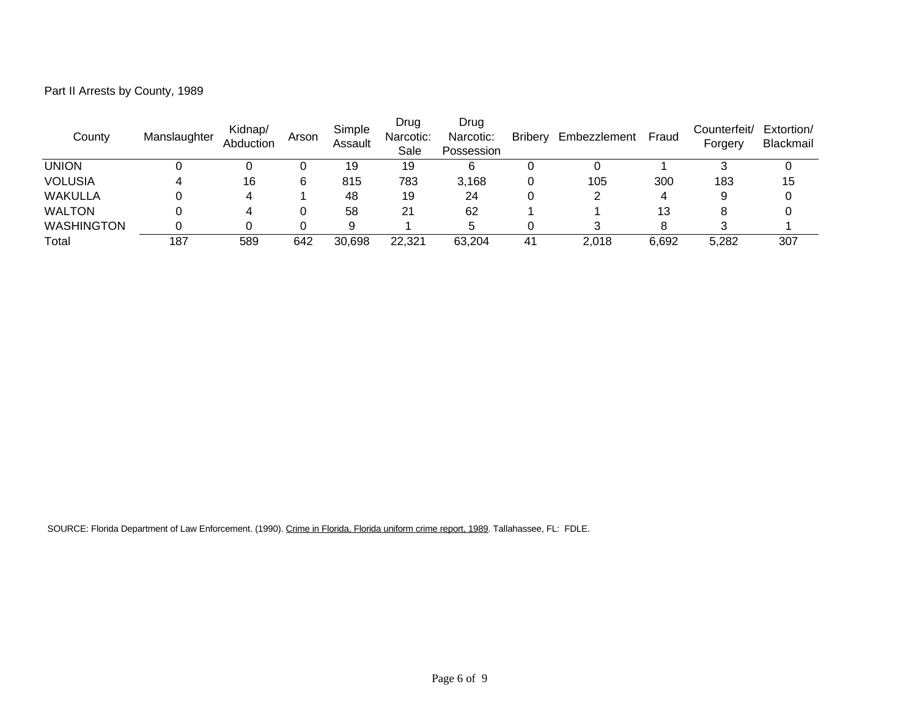Part II Arrests by County, 1989

| County | Manslaughter | Kidnap/ Abduction | Arson | Simple Assault | Drug Narcotic: Sale | Drug Narcotic: Possession | Bribery | Embezzlement | Fraud | Counterfeit/ Forgery | Extortion/ Blackmail |
|---|---|---|---|---|---|---|---|---|---|---|---|
| UNION | 0 | 0 | 0 | 19 | 19 | 6 | 0 | 0 | 1 | 3 | 0 |
| VOLUSIA | 4 | 16 | 6 | 815 | 783 | 3,168 | 0 | 105 | 300 | 183 | 15 |
| WAKULLA | 0 | 4 | 1 | 48 | 19 | 24 | 0 | 2 | 4 | 9 | 0 |
| WALTON | 0 | 4 | 0 | 58 | 21 | 62 | 1 | 1 | 13 | 8 | 0 |
| WASHINGTON | 0 | 0 | 0 | 9 | 1 | 5 | 0 | 3 | 8 | 3 | 1 |
| Total | 187 | 589 | 642 | 30,698 | 22,321 | 63,204 | 41 | 2,018 | 6,692 | 5,282 | 307 |

SOURCE: Florida Department of Law Enforcement. (1990). Crime in Florida, Florida uniform crime report, 1989. Tallahassee, FL: FDLE.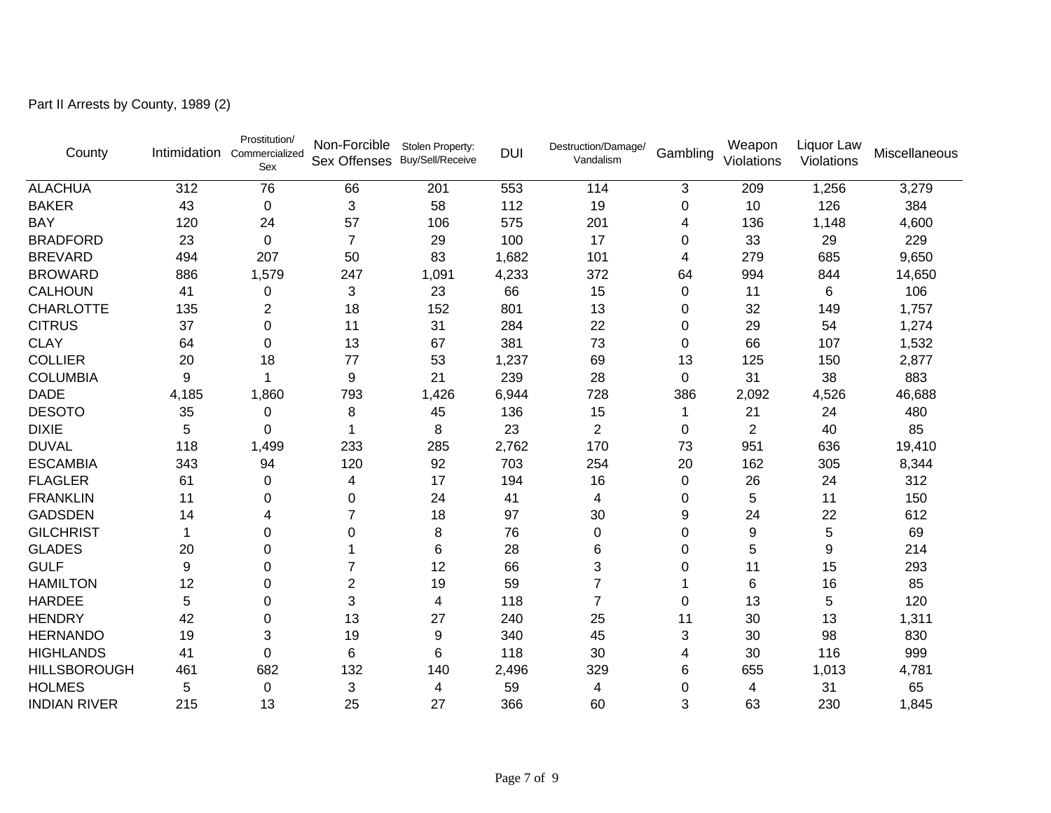Part II Arrests by County, 1989 (2)

| County | Intimidation | Prostitution/ Commercialized Sex | Non-Forcible Sex Offenses | Stolen Property: Buy/Sell/Receive | DUI | Destruction/Damage/ Vandalism | Gambling | Weapon Violations | Liquor Law Violations | Miscellaneous |
|---|---|---|---|---|---|---|---|---|---|---|
| ALACHUA | 312 | 76 | 66 | 201 | 553 | 114 | 3 | 209 | 1,256 | 3,279 |
| BAKER | 43 | 0 | 3 | 58 | 112 | 19 | 0 | 10 | 126 | 384 |
| BAY | 120 | 24 | 57 | 106 | 575 | 201 | 4 | 136 | 1,148 | 4,600 |
| BRADFORD | 23 | 0 | 7 | 29 | 100 | 17 | 0 | 33 | 29 | 229 |
| BREVARD | 494 | 207 | 50 | 83 | 1,682 | 101 | 4 | 279 | 685 | 9,650 |
| BROWARD | 886 | 1,579 | 247 | 1,091 | 4,233 | 372 | 64 | 994 | 844 | 14,650 |
| CALHOUN | 41 | 0 | 3 | 23 | 66 | 15 | 0 | 11 | 6 | 106 |
| CHARLOTTE | 135 | 2 | 18 | 152 | 801 | 13 | 0 | 32 | 149 | 1,757 |
| CITRUS | 37 | 0 | 11 | 31 | 284 | 22 | 0 | 29 | 54 | 1,274 |
| CLAY | 64 | 0 | 13 | 67 | 381 | 73 | 0 | 66 | 107 | 1,532 |
| COLLIER | 20 | 18 | 77 | 53 | 1,237 | 69 | 13 | 125 | 150 | 2,877 |
| COLUMBIA | 9 | 1 | 9 | 21 | 239 | 28 | 0 | 31 | 38 | 883 |
| DADE | 4,185 | 1,860 | 793 | 1,426 | 6,944 | 728 | 386 | 2,092 | 4,526 | 46,688 |
| DESOTO | 35 | 0 | 8 | 45 | 136 | 15 | 1 | 21 | 24 | 480 |
| DIXIE | 5 | 0 | 1 | 8 | 23 | 2 | 0 | 2 | 40 | 85 |
| DUVAL | 118 | 1,499 | 233 | 285 | 2,762 | 170 | 73 | 951 | 636 | 19,410 |
| ESCAMBIA | 343 | 94 | 120 | 92 | 703 | 254 | 20 | 162 | 305 | 8,344 |
| FLAGLER | 61 | 0 | 4 | 17 | 194 | 16 | 0 | 26 | 24 | 312 |
| FRANKLIN | 11 | 0 | 0 | 24 | 41 | 4 | 0 | 5 | 11 | 150 |
| GADSDEN | 14 | 4 | 7 | 18 | 97 | 30 | 9 | 24 | 22 | 612 |
| GILCHRIST | 1 | 0 | 0 | 8 | 76 | 0 | 0 | 9 | 5 | 69 |
| GLADES | 20 | 0 | 1 | 6 | 28 | 6 | 0 | 5 | 9 | 214 |
| GULF | 9 | 0 | 7 | 12 | 66 | 3 | 0 | 11 | 15 | 293 |
| HAMILTON | 12 | 0 | 2 | 19 | 59 | 7 | 1 | 6 | 16 | 85 |
| HARDEE | 5 | 0 | 3 | 4 | 118 | 7 | 0 | 13 | 5 | 120 |
| HENDRY | 42 | 0 | 13 | 27 | 240 | 25 | 11 | 30 | 13 | 1,311 |
| HERNANDO | 19 | 3 | 19 | 9 | 340 | 45 | 3 | 30 | 98 | 830 |
| HIGHLANDS | 41 | 0 | 6 | 6 | 118 | 30 | 4 | 30 | 116 | 999 |
| HILLSBOROUGH | 461 | 682 | 132 | 140 | 2,496 | 329 | 6 | 655 | 1,013 | 4,781 |
| HOLMES | 5 | 0 | 3 | 4 | 59 | 4 | 0 | 4 | 31 | 65 |
| INDIAN RIVER | 215 | 13 | 25 | 27 | 366 | 60 | 3 | 63 | 230 | 1,845 |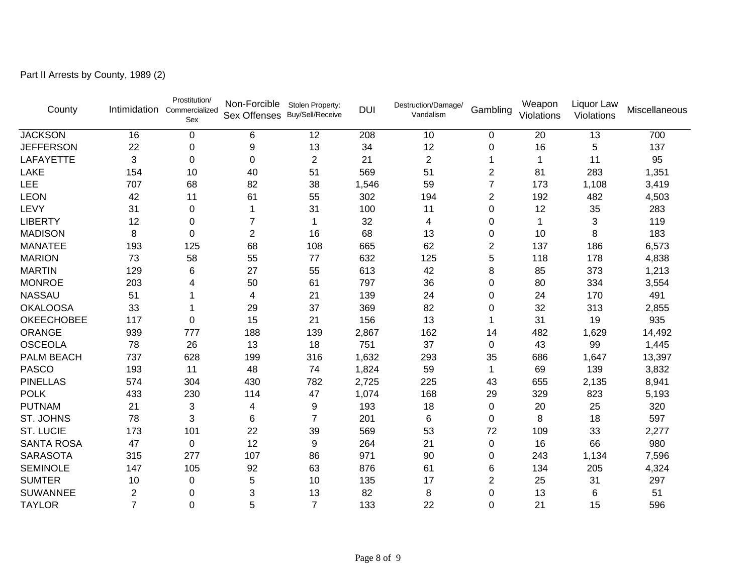Part II Arrests by County, 1989 (2)

| County | Intimidation | Prostitution/ Commercialized Sex | Non-Forcible Sex Offenses | Stolen Property: Buy/Sell/Receive | DUI | Destruction/Damage/ Vandalism | Gambling | Weapon Violations | Liquor Law Violations | Miscellaneous |
|---|---|---|---|---|---|---|---|---|---|---|
| JACKSON | 16 | 0 | 6 | 12 | 208 | 10 | 0 | 20 | 13 | 700 |
| JEFFERSON | 22 | 0 | 9 | 13 | 34 | 12 | 0 | 16 | 5 | 137 |
| LAFAYETTE | 3 | 0 | 0 | 2 | 21 | 2 | 1 | 1 | 11 | 95 |
| LAKE | 154 | 10 | 40 | 51 | 569 | 51 | 2 | 81 | 283 | 1,351 |
| LEE | 707 | 68 | 82 | 38 | 1,546 | 59 | 7 | 173 | 1,108 | 3,419 |
| LEON | 42 | 11 | 61 | 55 | 302 | 194 | 2 | 192 | 482 | 4,503 |
| LEVY | 31 | 0 | 1 | 31 | 100 | 11 | 0 | 12 | 35 | 283 |
| LIBERTY | 12 | 0 | 7 | 1 | 32 | 4 | 0 | 1 | 3 | 119 |
| MADISON | 8 | 0 | 2 | 16 | 68 | 13 | 0 | 10 | 8 | 183 |
| MANATEE | 193 | 125 | 68 | 108 | 665 | 62 | 2 | 137 | 186 | 6,573 |
| MARION | 73 | 58 | 55 | 77 | 632 | 125 | 5 | 118 | 178 | 4,838 |
| MARTIN | 129 | 6 | 27 | 55 | 613 | 42 | 8 | 85 | 373 | 1,213 |
| MONROE | 203 | 4 | 50 | 61 | 797 | 36 | 0 | 80 | 334 | 3,554 |
| NASSAU | 51 | 1 | 4 | 21 | 139 | 24 | 0 | 24 | 170 | 491 |
| OKALOOSA | 33 | 1 | 29 | 37 | 369 | 82 | 0 | 32 | 313 | 2,855 |
| OKEECHOBEE | 117 | 0 | 15 | 21 | 156 | 13 | 1 | 31 | 19 | 935 |
| ORANGE | 939 | 777 | 188 | 139 | 2,867 | 162 | 14 | 482 | 1,629 | 14,492 |
| OSCEOLA | 78 | 26 | 13 | 18 | 751 | 37 | 0 | 43 | 99 | 1,445 |
| PALM BEACH | 737 | 628 | 199 | 316 | 1,632 | 293 | 35 | 686 | 1,647 | 13,397 |
| PASCO | 193 | 11 | 48 | 74 | 1,824 | 59 | 1 | 69 | 139 | 3,832 |
| PINELLAS | 574 | 304 | 430 | 782 | 2,725 | 225 | 43 | 655 | 2,135 | 8,941 |
| POLK | 433 | 230 | 114 | 47 | 1,074 | 168 | 29 | 329 | 823 | 5,193 |
| PUTNAM | 21 | 3 | 4 | 9 | 193 | 18 | 0 | 20 | 25 | 320 |
| ST. JOHNS | 78 | 3 | 6 | 7 | 201 | 6 | 0 | 8 | 18 | 597 |
| ST. LUCIE | 173 | 101 | 22 | 39 | 569 | 53 | 72 | 109 | 33 | 2,277 |
| SANTA ROSA | 47 | 0 | 12 | 9 | 264 | 21 | 0 | 16 | 66 | 980 |
| SARASOTA | 315 | 277 | 107 | 86 | 971 | 90 | 0 | 243 | 1,134 | 7,596 |
| SEMINOLE | 147 | 105 | 92 | 63 | 876 | 61 | 6 | 134 | 205 | 4,324 |
| SUMTER | 10 | 0 | 5 | 10 | 135 | 17 | 2 | 25 | 31 | 297 |
| SUWANNEE | 2 | 0 | 3 | 13 | 82 | 8 | 0 | 13 | 6 | 51 |
| TAYLOR | 7 | 0 | 5 | 7 | 133 | 22 | 0 | 21 | 15 | 596 |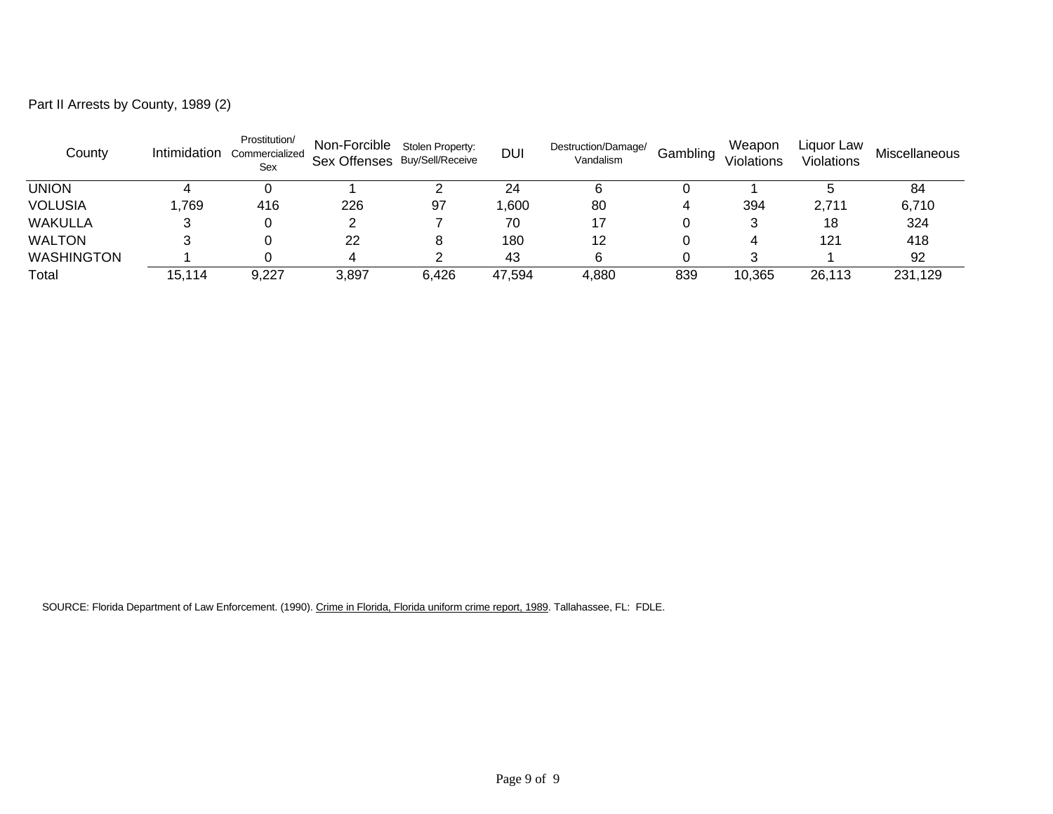Part II Arrests by County, 1989 (2)

| County | Intimidation | Prostitution/ Commercialized Sex | Non-Forcible Sex Offenses | Stolen Property: Buy/Sell/Receive | DUI | Destruction/Damage/ Vandalism | Gambling | Weapon Violations | Liquor Law Violations | Miscellaneous |
|---|---|---|---|---|---|---|---|---|---|---|
| UNION | 4 | 0 | 1 | 2 | 24 | 6 | 0 | 1 | 5 | 84 |
| VOLUSIA | 1,769 | 416 | 226 | 97 | 1,600 | 80 | 4 | 394 | 2,711 | 6,710 |
| WAKULLA | 3 | 0 | 2 | 7 | 70 | 17 | 0 | 3 | 18 | 324 |
| WALTON | 3 | 0 | 22 | 8 | 180 | 12 | 0 | 4 | 121 | 418 |
| WASHINGTON | 1 | 0 | 4 | 2 | 43 | 6 | 0 | 3 | 1 | 92 |
| Total | 15,114 | 9,227 | 3,897 | 6,426 | 47,594 | 4,880 | 839 | 10,365 | 26,113 | 231,129 |

SOURCE: Florida Department of Law Enforcement. (1990). Crime in Florida, Florida uniform crime report, 1989. Tallahassee, FL: FDLE.